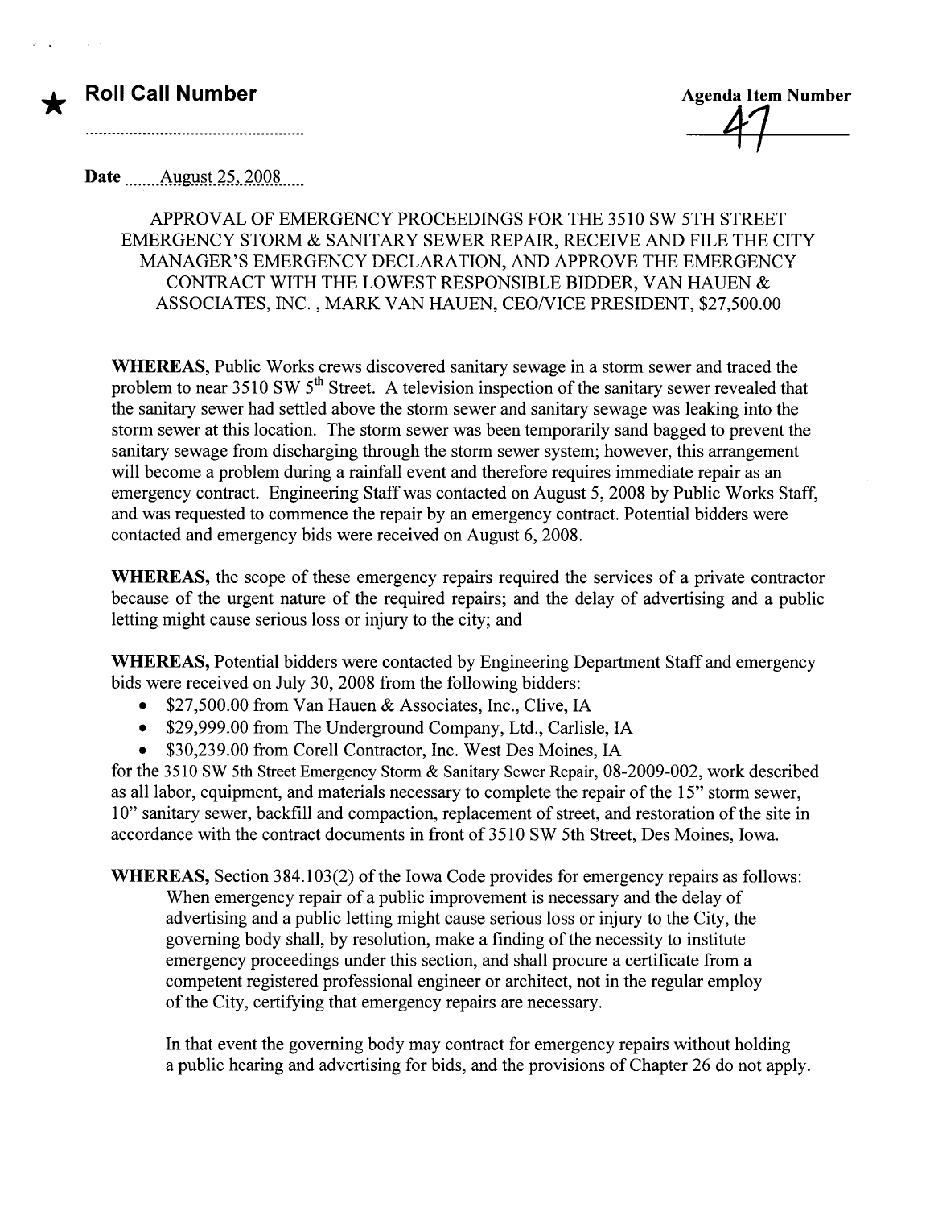★ **Roll Call Number**

..................................................

**Agenda Item Number**

47

**Date** ........August 25, 2008.....

APPROVAL OF EMERGENCY PROCEEDINGS FOR THE 3510 SW 5TH STREET EMERGENCY STORM & SANITARY SEWER REPAIR, RECEIVE AND FILE THE CITY MANAGER'S EMERGENCY DECLARATION, AND APPROVE THE EMERGENCY CONTRACT WITH THE LOWEST RESPONSIBLE BIDDER, VAN HAUEN & ASSOCIATES, INC. , MARK VAN HAUEN, CEO/VICE PRESIDENT, $27,500.00

**WHEREAS,** Public Works crews discovered sanitary sewage in a storm sewer and traced the problem to near 3510 SW 5th Street. A television inspection of the sanitary sewer revealed that the sanitary sewer had settled above the storm sewer and sanitary sewage was leaking into the storm sewer at this location. The storm sewer was been temporarily sand bagged to prevent the sanitary sewage from discharging through the storm sewer system; however, this arrangement will become a problem during a rainfall event and therefore requires immediate repair as an emergency contract. Engineering Staff was contacted on August 5, 2008 by Public Works Staff, and was requested to commence the repair by an emergency contract. Potential bidders were contacted and emergency bids were received on August 6, 2008.

**WHEREAS,** the scope of these emergency repairs required the services of a private contractor because of the urgent nature of the required repairs; and the delay of advertising and a public letting might cause serious loss or injury to the city; and

**WHEREAS,** Potential bidders were contacted by Engineering Department Staff and emergency bids were received on July 30, 2008 from the following bidders:

- $27,500.00 from Van Hauen & Associates, Inc., Clive, IA
- $29,999.00 from The Underground Company, Ltd., Carlisle, IA
- $30,239.00 from Corell Contractor, Inc. West Des Moines, IA

for the 3510 SW 5th Street Emergency Storm & Sanitary Sewer Repair, 08-2009-002, work described as all labor, equipment, and materials necessary to complete the repair of the 15" storm sewer, 10" sanitary sewer, backfill and compaction, replacement of street, and restoration of the site in accordance with the contract documents in front of 3510 SW 5th Street, Des Moines, Iowa.

**WHEREAS,** Section 384.103(2) of the Iowa Code provides for emergency repairs as follows:

When emergency repair of a public improvement is necessary and the delay of advertising and a public letting might cause serious loss or injury to the City, the governing body shall, by resolution, make a finding of the necessity to institute emergency proceedings under this section, and shall procure a certificate from a competent registered professional engineer or architect, not in the regular employ of the City, certifying that emergency repairs are necessary.

In that event the governing body may contract for emergency repairs without holding a public hearing and advertising for bids, and the provisions of Chapter 26 do not apply.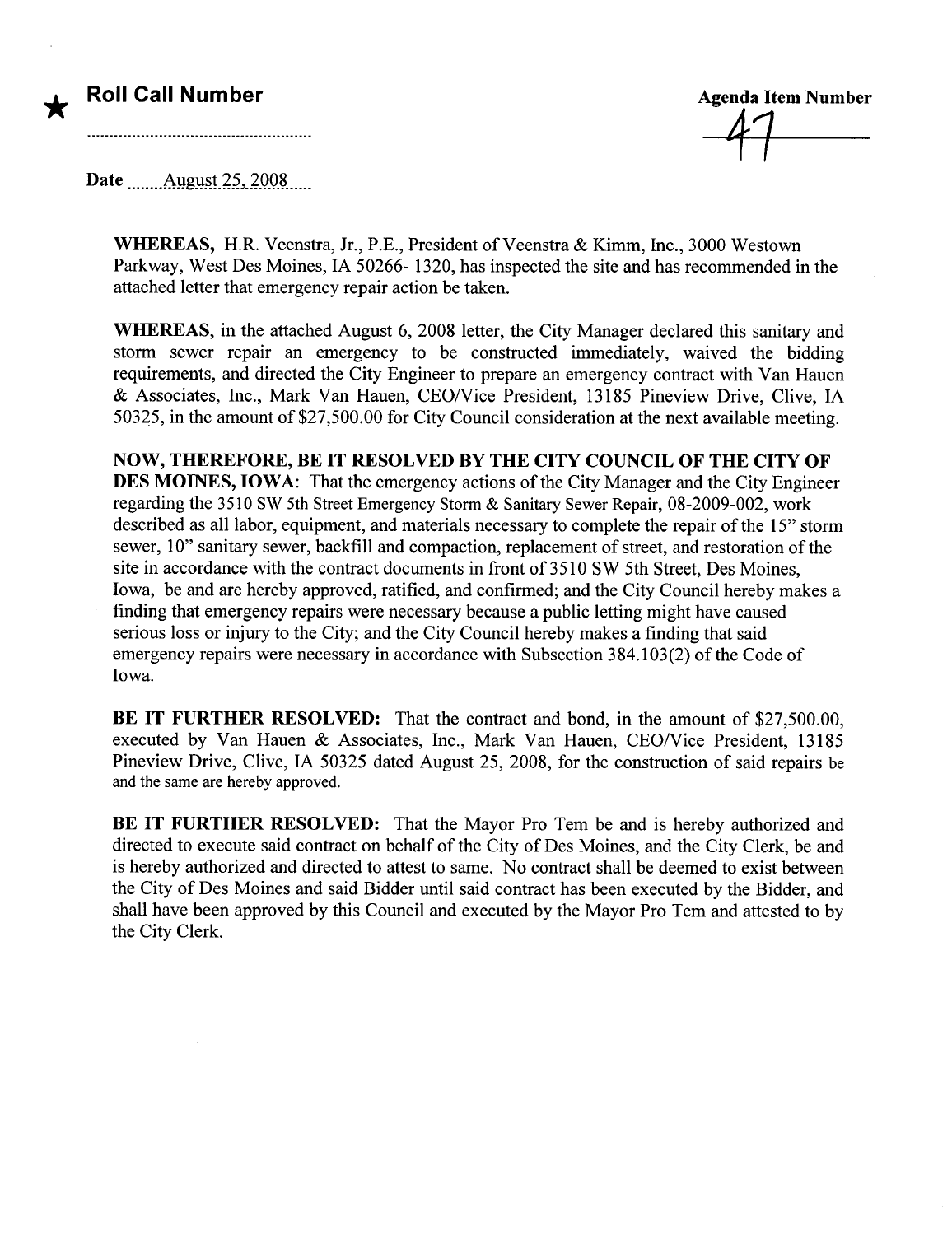★ **Roll Call Number**

..................................................

**Agenda Item Number**

47

Date ........August 25, 2008.....

**WHEREAS,** H.R. Veenstra, Jr., P.E., President of Veenstra & Kimm, Inc., 3000 Westown Parkway, West Des Moines, IA 50266- 1320, has inspected the site and has recommended in the attached letter that emergency repair action be taken.

**WHEREAS,** in the attached August 6, 2008 letter, the City Manager declared this sanitary and storm sewer repair an emergency to be constructed immediately, waived the bidding requirements, and directed the City Engineer to prepare an emergency contract with Van Hauen & Associates, Inc., Mark Van Hauen, CEO/Vice President, 13185 Pineview Drive, Clive, IA 50325, in the amount of $27,500.00 for City Council consideration at the next available meeting.

**NOW, THEREFORE, BE IT RESOLVED BY THE CITY COUNCIL OF THE CITY OF DES MOINES, IOWA:** That the emergency actions of the City Manager and the City Engineer regarding the 3510 SW 5th Street Emergency Storm & Sanitary Sewer Repair, 08-2009-002, work described as all labor, equipment, and materials necessary to complete the repair of the 15" storm sewer, 10" sanitary sewer, backfill and compaction, replacement of street, and restoration of the site in accordance with the contract documents in front of 3510 SW 5th Street, Des Moines, Iowa, be and are hereby approved, ratified, and confirmed; and the City Council hereby makes a finding that emergency repairs were necessary because a public letting might have caused serious loss or injury to the City; and the City Council hereby makes a finding that said emergency repairs were necessary in accordance with Subsection 384.103(2) of the Code of Iowa.

**BE IT FURTHER RESOLVED:** That the contract and bond, in the amount of $27,500.00, executed by Van Hauen & Associates, Inc., Mark Van Hauen, CEO/Vice President, 13185 Pineview Drive, Clive, IA 50325 dated August 25, 2008, for the construction of said repairs be and the same are hereby approved.

**BE IT FURTHER RESOLVED:** That the Mayor Pro Tem be and is hereby authorized and directed to execute said contract on behalf of the City of Des Moines, and the City Clerk, be and is hereby authorized and directed to attest to same. No contract shall be deemed to exist between the City of Des Moines and said Bidder until said contract has been executed by the Bidder, and shall have been approved by this Council and executed by the Mayor Pro Tem and attested to by the City Clerk.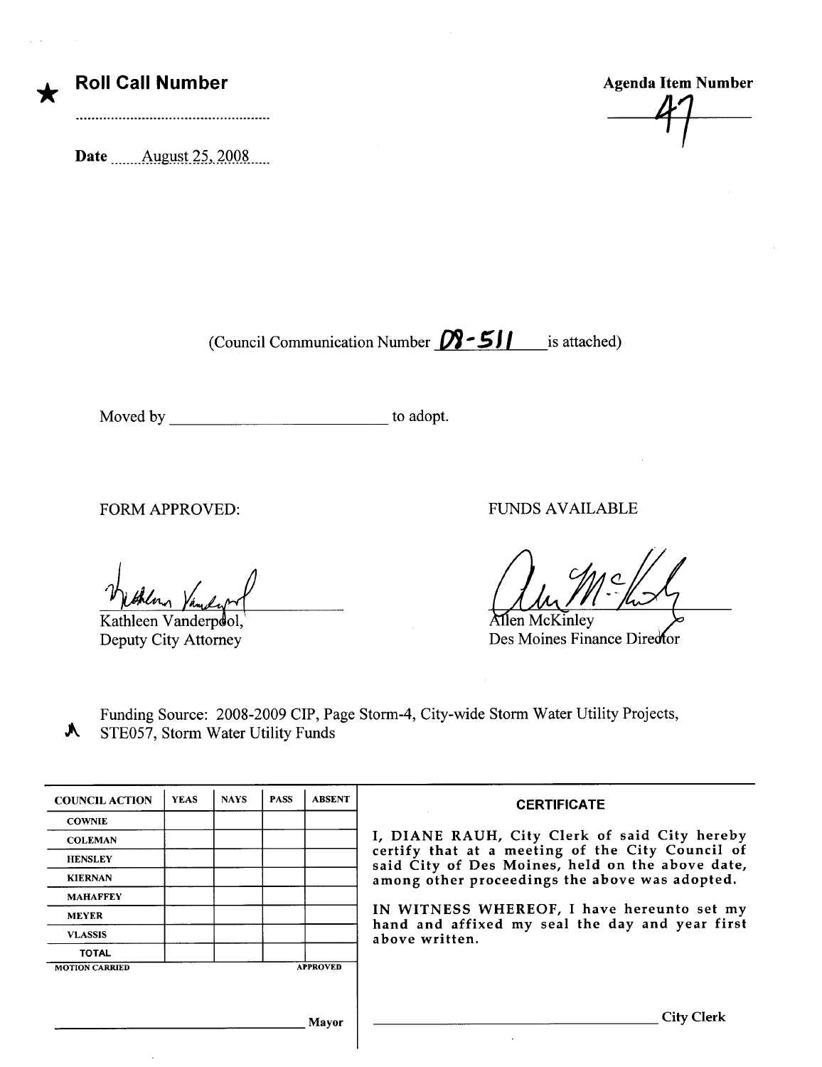★ **Roll Call Number**

.....................................................

**Date** August 25, 2008

**Agenda Item Number**

47

(Council Communication Number 08-511 is attached)

Moved by ___________________________ to adopt.

FORM APPROVED:

Kathleen Vanderpool,
Deputy City Attorney

FUNDS AVAILABLE

Allen McKinley
Des Moines Finance Director

Funding Source: 2008-2009 CIP, Page Storm-4, City-wide Storm Water Utility Projects, STE057, Storm Water Utility Funds

| COUNCIL ACTION | YEAS | NAYS | PASS | ABSENT |
|---|---|---|---|---|
| COWNIE | | | | |
| COLEMAN | | | | |
| HENSLEY | | | | |
| KIERNAN | | | | |
| MAHAFFEY | | | | |
| MEYER | | | | |
| VLASSIS | | | | |
| TOTAL | | | | |
| MOTION CARRIED | | | | APPROVED |

_________________________________ Mayor

**CERTIFICATE**

I, DIANE RAUH, City Clerk of said City hereby certify that at a meeting of the City Council of said City of Des Moines, held on the above date, among other proceedings the above was adopted.

IN WITNESS WHEREOF, I have hereunto set my hand and affixed my seal the day and year first above written.

_________________________________ City Clerk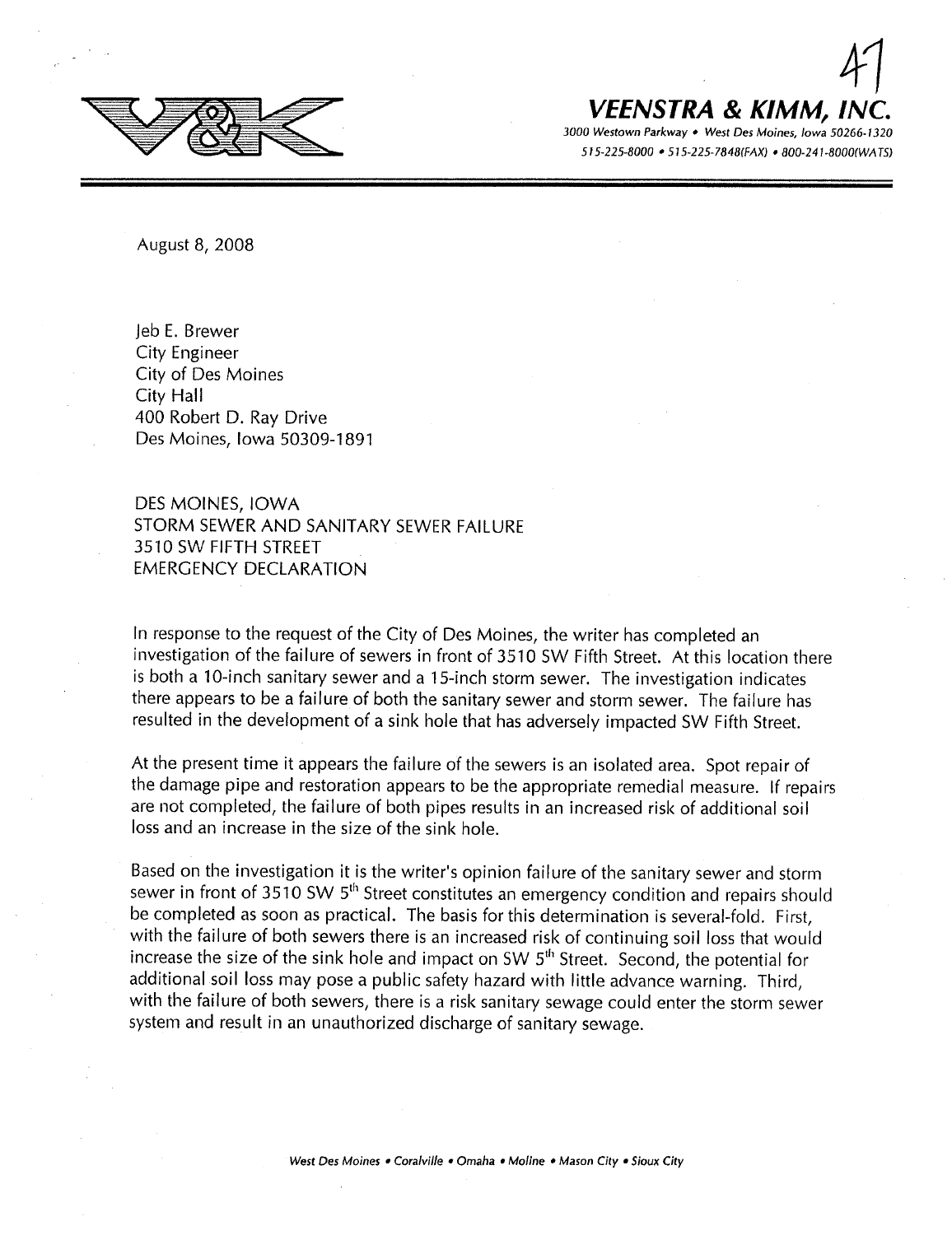**VEENSTRA & KIMM, INC.**

3000 Westown Parkway • West Des Moines, Iowa 50266-1320

515-225-8000 • 515-225-7848(FAX) • 800-241-8000(WATS)

August 8, 2008

Jeb E. Brewer
City Engineer
City of Des Moines
City Hall
400 Robert D. Ray Drive
Des Moines, Iowa 50309-1891

DES MOINES, IOWA
STORM SEWER AND SANITARY SEWER FAILURE
3510 SW FIFTH STREET
EMERGENCY DECLARATION

In response to the request of the City of Des Moines, the writer has completed an investigation of the failure of sewers in front of 3510 SW Fifth Street. At this location there is both a 10-inch sanitary sewer and a 15-inch storm sewer. The investigation indicates there appears to be a failure of both the sanitary sewer and storm sewer. The failure has resulted in the development of a sink hole that has adversely impacted SW Fifth Street.

At the present time it appears the failure of the sewers is an isolated area. Spot repair of the damage pipe and restoration appears to be the appropriate remedial measure. If repairs are not completed, the failure of both pipes results in an increased risk of additional soil loss and an increase in the size of the sink hole.

Based on the investigation it is the writer's opinion failure of the sanitary sewer and storm sewer in front of 3510 SW 5th Street constitutes an emergency condition and repairs should be completed as soon as practical. The basis for this determination is several-fold. First, with the failure of both sewers there is an increased risk of continuing soil loss that would increase the size of the sink hole and impact on SW 5th Street. Second, the potential for additional soil loss may pose a public safety hazard with little advance warning. Third, with the failure of both sewers, there is a risk sanitary sewage could enter the storm sewer system and result in an unauthorized discharge of sanitary sewage.

West Des Moines • Coralville • Omaha • Moline • Mason City • Sioux City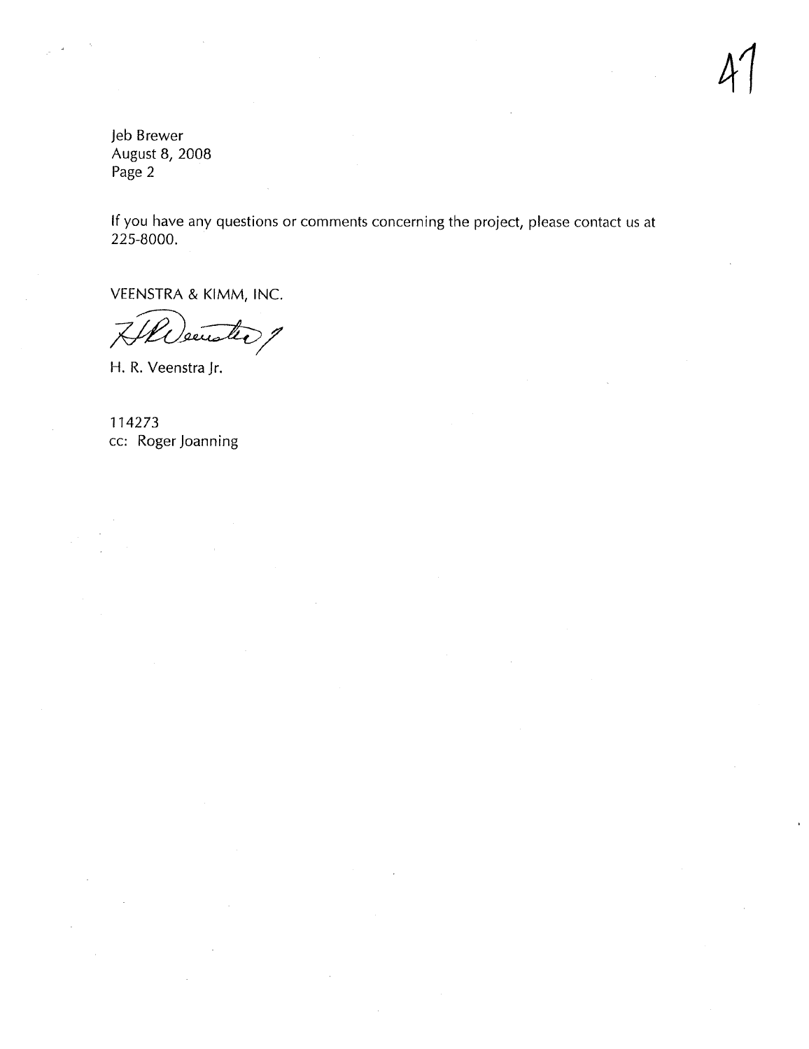Jeb Brewer
August 8, 2008
Page 2

If you have any questions or comments concerning the project, please contact us at 225-8000.

VEENSTRA & KIMM, INC.

H. R. Veenstra Jr.

114273
cc: Roger Joanning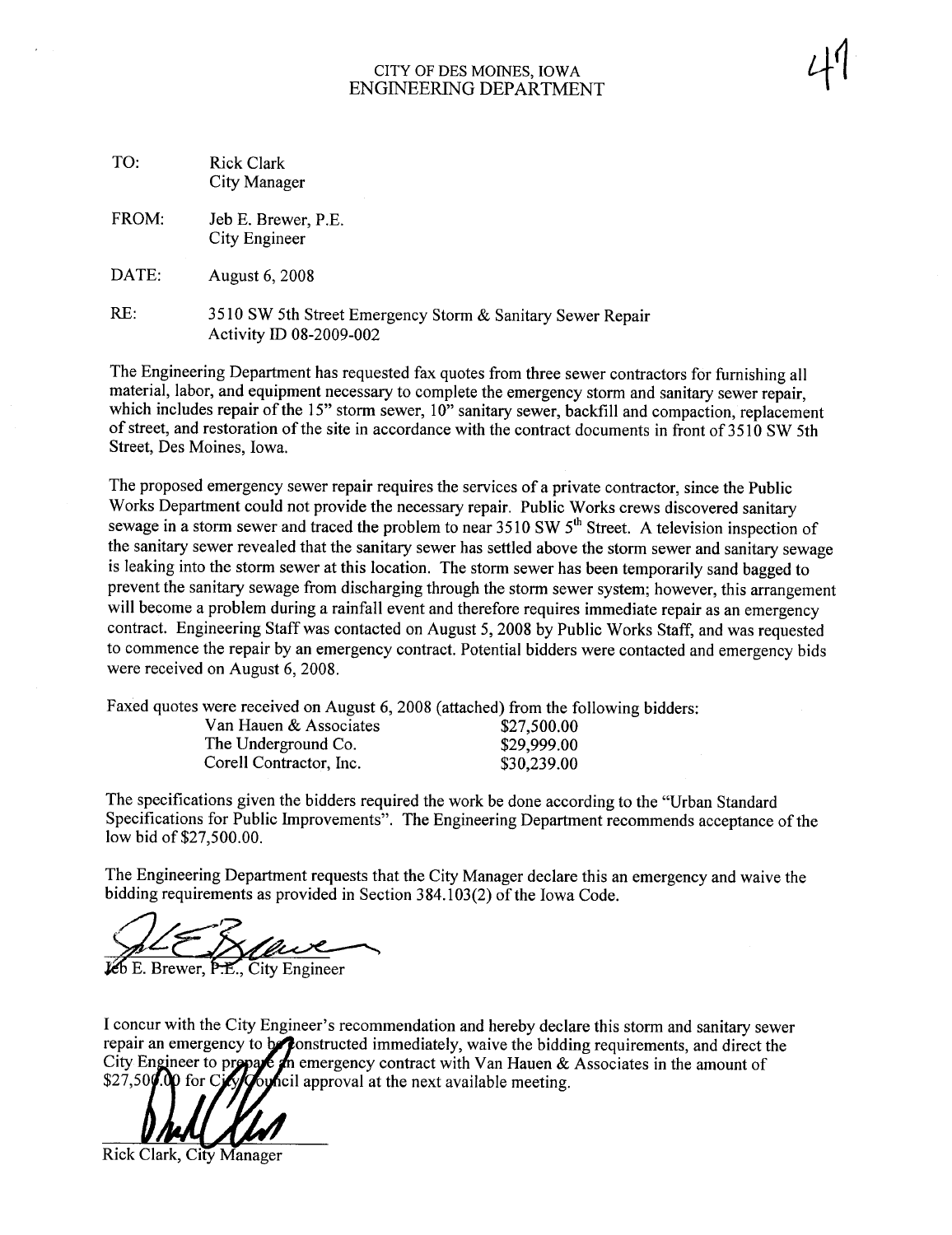# CITY OF DES MOINES, IOWA
## ENGINEERING DEPARTMENT

47

| | |
|---|---|
| TO: | Rick Clark<br>City Manager |
| FROM: | Jeb E. Brewer, P.E.<br>City Engineer |
| DATE: | August 6, 2008 |
| RE: | 3510 SW 5th Street Emergency Storm & Sanitary Sewer Repair<br>Activity ID 08-2009-002 |

The Engineering Department has requested fax quotes from three sewer contractors for furnishing all material, labor, and equipment necessary to complete the emergency storm and sanitary sewer repair, which includes repair of the 15" storm sewer, 10" sanitary sewer, backfill and compaction, replacement of street, and restoration of the site in accordance with the contract documents in front of 3510 SW 5th Street, Des Moines, Iowa.

The proposed emergency sewer repair requires the services of a private contractor, since the Public Works Department could not provide the necessary repair. Public Works crews discovered sanitary sewage in a storm sewer and traced the problem to near 3510 SW 5th Street. A television inspection of the sanitary sewer revealed that the sanitary sewer has settled above the storm sewer and sanitary sewage is leaking into the storm sewer at this location. The storm sewer has been temporarily sand bagged to prevent the sanitary sewage from discharging through the storm sewer system; however, this arrangement will become a problem during a rainfall event and therefore requires immediate repair as an emergency contract. Engineering Staff was contacted on August 5, 2008 by Public Works Staff, and was requested to commence the repair by an emergency contract. Potential bidders were contacted and emergency bids were received on August 6, 2008.

Faxed quotes were received on August 6, 2008 (attached) from the following bidders:

| | |
|---|---|
| Van Hauen & Associates | $27,500.00 |
| The Underground Co. | $29,999.00 |
| Corell Contractor, Inc. | $30,239.00 |

The specifications given the bidders required the work be done according to the "Urban Standard Specifications for Public Improvements". The Engineering Department recommends acceptance of the low bid of $27,500.00.

The Engineering Department requests that the City Manager declare this an emergency and waive the bidding requirements as provided in Section 384.103(2) of the Iowa Code.

Jeb E. Brewer, P.E., City Engineer

I concur with the City Engineer's recommendation and hereby declare this storm and sanitary sewer repair an emergency to be constructed immediately, waive the bidding requirements, and direct the City Engineer to prepare an emergency contract with Van Hauen & Associates in the amount of $27,500.00 for City Council approval at the next available meeting.

Rick Clark, City Manager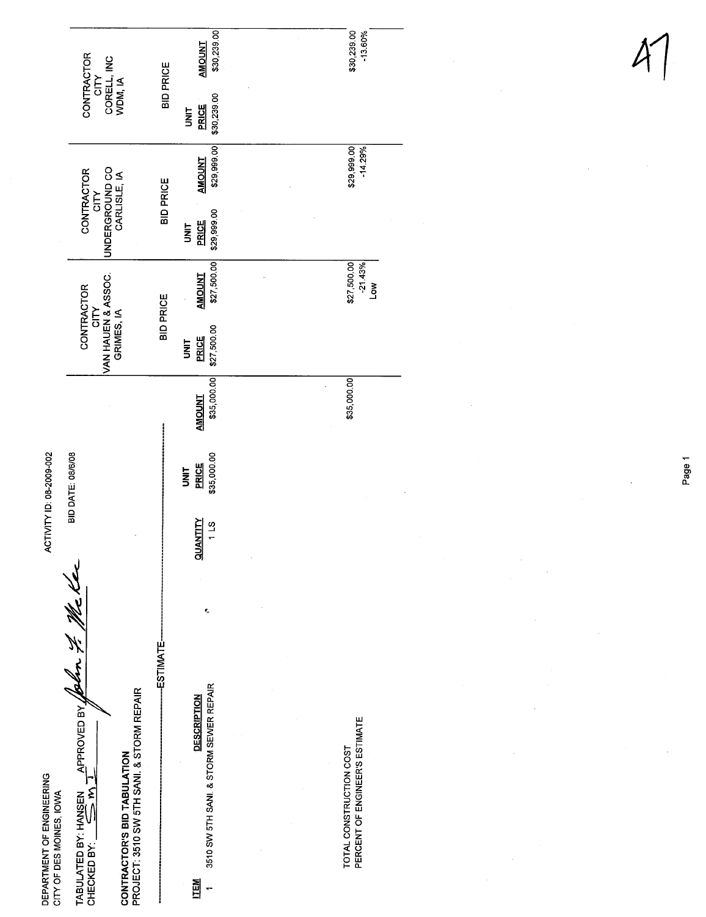DEPARTMENT OF ENGINEERING
CITY OF DES MOINES, IOWA

ACTIVITY ID: 08-2009-002

TABULATED BY: HANSEN APPROVED BY: John F. McKee
CHECKED BY: SMT

BID DATE: 08/6/08

**CONTRACTOR'S BID TABULATION**
PROJECT: 3510 SW 5TH SANI. & STORM REPAIR

| | | ESTIMATE | | | CONTRACTOR CITY VAN HAUEN & ASSOC. GRIMES, IA | | CONTRACTOR CITY UNDERGROUND CO CARLISLE, IA | | CONTRACTOR CITY CORELL, INC WDM, IA | |
|---|---|---|---|---|---|---|---|---|---|---|
| | | | | | BID PRICE | | BID PRICE | | BID PRICE | |
| **ITEM** | **DESCRIPTION** | **QUANTITY** | **UNIT PRICE** | **AMOUNT** | **UNIT PRICE** | **AMOUNT** | **UNIT PRICE** | **AMOUNT** | **UNIT PRICE** | **AMOUNT** |
| 1 | 3510 SW 5TH SANI. & STORM SEWER REPAIR | 1 LS | $35,000.00 | $35,000.00 | $27,500.00 | $27,500.00 | $29,999.00 | $29,999.00 | $30,239.00 | $30,239.00 |
| | TOTAL CONSTRUCTION COST | | | $35,000.00 | | $27,500.00 | | $29,999.00 | | $30,239.00 |
| | PERCENT OF ENGINEER'S ESTIMATE | | | | | -21.43% Low | | -14.29% | | -13.60% |

47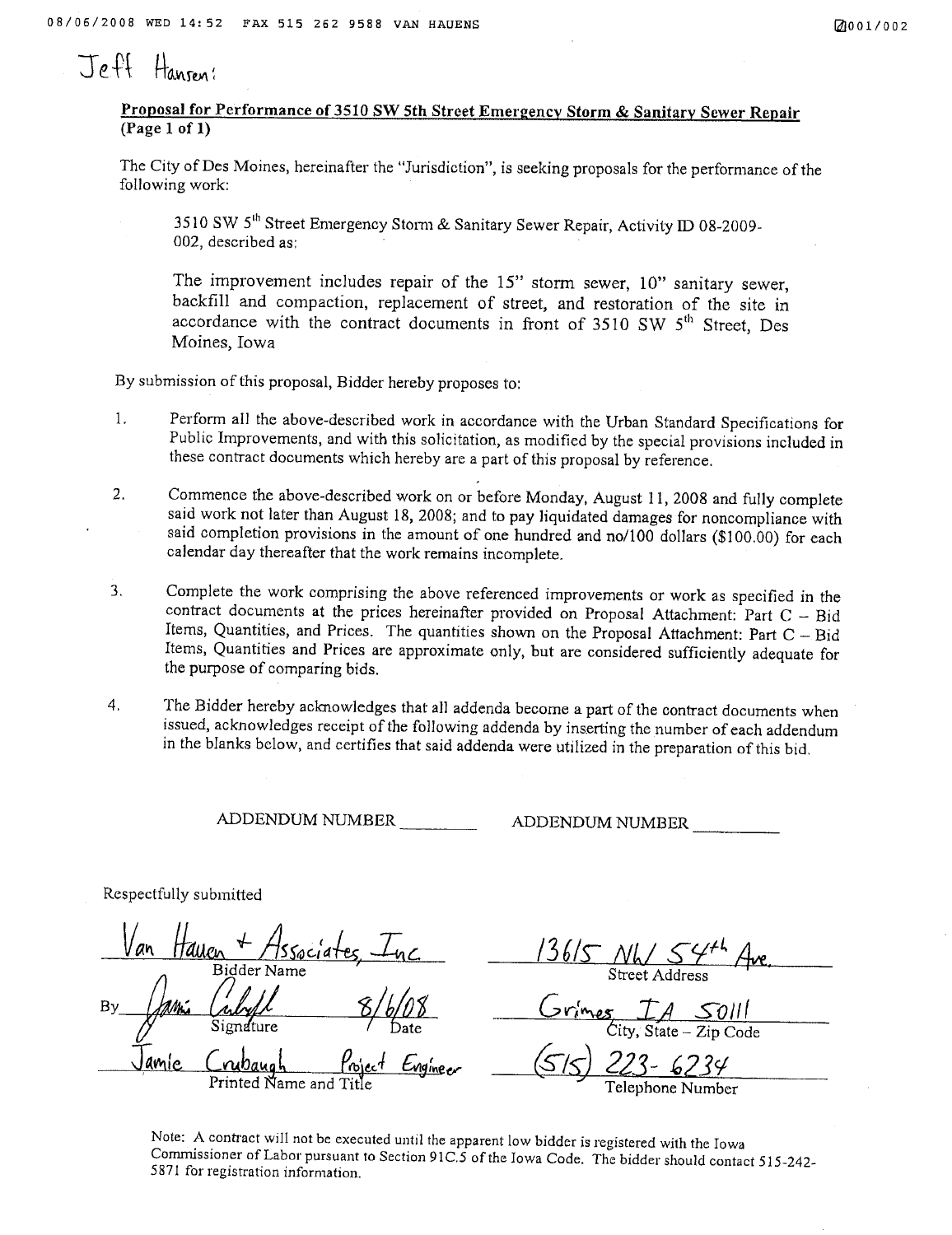Jeff Hansen:

**Proposal for Performance of 3510 SW 5th Street Emergency Storm & Sanitary Sewer Repair (Page 1 of 1)**

The City of Des Moines, hereinafter the "Jurisdiction", is seeking proposals for the performance of the following work:

> 3510 SW 5th Street Emergency Storm & Sanitary Sewer Repair, Activity ID 08-2009-002, described as:
>
> The improvement includes repair of the 15" storm sewer, 10" sanitary sewer, backfill and compaction, replacement of street, and restoration of the site in accordance with the contract documents in front of 3510 SW 5th Street, Des Moines, Iowa

By submission of this proposal, Bidder hereby proposes to:

1. Perform all the above-described work in accordance with the Urban Standard Specifications for Public Improvements, and with this solicitation, as modified by the special provisions included in these contract documents which hereby are a part of this proposal by reference.
2. Commence the above-described work on or before Monday, August 11, 2008 and fully complete said work not later than August 18, 2008; and to pay liquidated damages for noncompliance with said completion provisions in the amount of one hundred and no/100 dollars ($100.00) for each calendar day thereafter that the work remains incomplete.
3. Complete the work comprising the above referenced improvements or work as specified in the contract documents at the prices hereinafter provided on Proposal Attachment: Part C – Bid Items, Quantities, and Prices. The quantities shown on the Proposal Attachment: Part C – Bid Items, Quantities and Prices are approximate only, but are considered sufficiently adequate for the purpose of comparing bids.
4. The Bidder hereby acknowledges that all addenda become a part of the contract documents when issued, acknowledges receipt of the following addenda by inserting the number of each addendum in the blanks below, and certifies that said addenda were utilized in the preparation of this bid.

ADDENDUM NUMBER ________ ADDENDUM NUMBER ________

Respectfully submitted

| | |
|---|---|
| Van Hauen + Associates, Inc | 13615 NW 54th Ave. |
| Bidder Name | Street Address |
| By [signature] 8/6/08 | Grimes IA 50111 |
| Signature Date | City, State – Zip Code |
| Jamie Crubaugh Project Engineer | (515) 223-6234 |
| Printed Name and Title | Telephone Number |

Note: A contract will not be executed until the apparent low bidder is registered with the Iowa Commissioner of Labor pursuant to Section 91C.5 of the Iowa Code. The bidder should contact 515-242-5871 for registration information.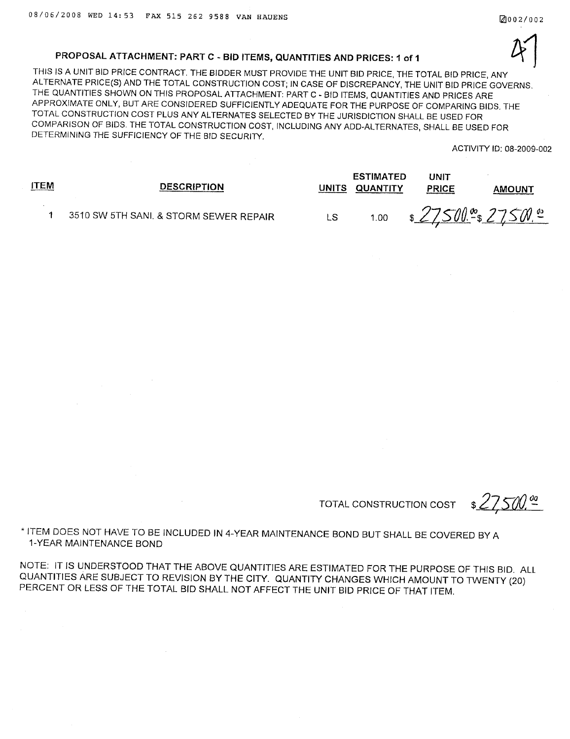## PROPOSAL ATTACHMENT: PART C - BID ITEMS, QUANTITIES AND PRICES: 1 of 1

THIS IS A UNIT BID PRICE CONTRACT. THE BIDDER MUST PROVIDE THE UNIT BID PRICE, THE TOTAL BID PRICE, ANY ALTERNATE PRICE(S) AND THE TOTAL CONSTRUCTION COST; IN CASE OF DISCREPANCY, THE UNIT BID PRICE GOVERNS. THE QUANTITIES SHOWN ON THIS PROPOSAL ATTACHMENT: PART C - BID ITEMS, QUANTITIES AND PRICES ARE APPROXIMATE ONLY, BUT ARE CONSIDERED SUFFICIENTLY ADEQUATE FOR THE PURPOSE OF COMPARING BIDS. THE TOTAL CONSTRUCTION COST PLUS ANY ALTERNATES SELECTED BY THE JURISDICTION SHALL BE USED FOR COMPARISON OF BIDS. THE TOTAL CONSTRUCTION COST, INCLUDING ANY ADD-ALTERNATES, SHALL BE USED FOR DETERMINING THE SUFFICIENCY OF THE BID SECURITY.

ACTIVITY ID: 08-2009-002

| ITEM | DESCRIPTION | UNITS | ESTIMATED QUANTITY | UNIT PRICE | AMOUNT |
|---|---|---|---|---|---|
| 1 | 3510 SW 5TH SANI. & STORM SEWER REPAIR | LS | 1.00 | $ 27,500.00 | $ 27,500.00 |

TOTAL CONSTRUCTION COST $ 27,500.00

* ITEM DOES NOT HAVE TO BE INCLUDED IN 4-YEAR MAINTENANCE BOND BUT SHALL BE COVERED BY A 1-YEAR MAINTENANCE BOND

NOTE: IT IS UNDERSTOOD THAT THE ABOVE QUANTITIES ARE ESTIMATED FOR THE PURPOSE OF THIS BID. ALL QUANTITIES ARE SUBJECT TO REVISION BY THE CITY. QUANTITY CHANGES WHICH AMOUNT TO TWENTY (20) PERCENT OR LESS OF THE TOTAL BID SHALL NOT AFFECT THE UNIT BID PRICE OF THAT ITEM.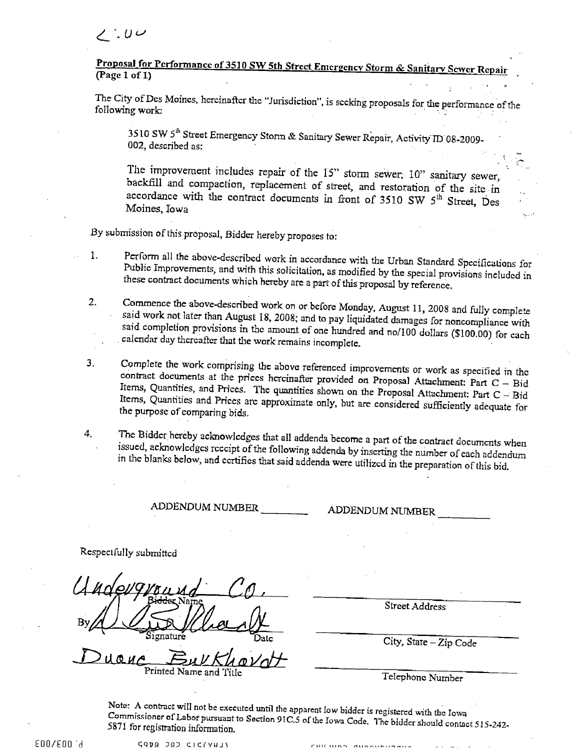2:00

**Proposal for Performance of 3510 SW 5th Street Emergency Storm & Sanitary Sewer Repair**
**(Page 1 of 1)**

The City of Des Moines, hereinafter the "Jurisdiction", is seeking proposals for the performance of the following work:

> 3510 SW 5th Street Emergency Storm & Sanitary Sewer Repair, Activity ID 08-2009-002, described as:
>
> The improvement includes repair of the 15" storm sewer, 10" sanitary sewer, backfill and compaction, replacement of street, and restoration of the site in accordance with the contract documents in front of 3510 SW 5th Street, Des Moines, Iowa

By submission of this proposal, Bidder hereby proposes to:

1. Perform all the above-described work in accordance with the Urban Standard Specifications for Public Improvements, and with this solicitation, as modified by the special provisions included in these contract documents which hereby are a part of this proposal by reference.

2. Commence the above-described work on or before Monday, August 11, 2008 and fully complete said work not later than August 18, 2008; and to pay liquidated damages for noncompliance with said completion provisions in the amount of one hundred and no/100 dollars ($100.00) for each calendar day thereafter that the work remains incomplete.

3. Complete the work comprising the above referenced improvements or work as specified in the contract documents at the prices hereinafter provided on Proposal Attachment: Part C – Bid Items, Quantities, and Prices. The quantities shown on the Proposal Attachment: Part C – Bid Items, Quantities and Prices are approximate only, but are considered sufficiently adequate for the purpose of comparing bids.

4. The Bidder hereby acknowledges that all addenda become a part of the contract documents when issued, acknowledges receipt of the following addenda by inserting the number of each addendum in the blanks below, and certifies that said addenda were utilized in the preparation of this bid.

ADDENDUM NUMBER ________ ADDENDUM NUMBER ________

Respectfully submitted

Underground Co.
Bidder Name

By ____________________ (signature)
Signature Date

Duane Burkhardt
Printed Name and Title

____________________
Street Address

____________________
City, State – Zip Code

____________________
Telephone Number

Note: A contract will not be executed until the apparent low bidder is registered with the Iowa Commissioner of Labor pursuant to Section 91C.5 of the Iowa Code. The bidder should contact 515-242-5871 for registration information.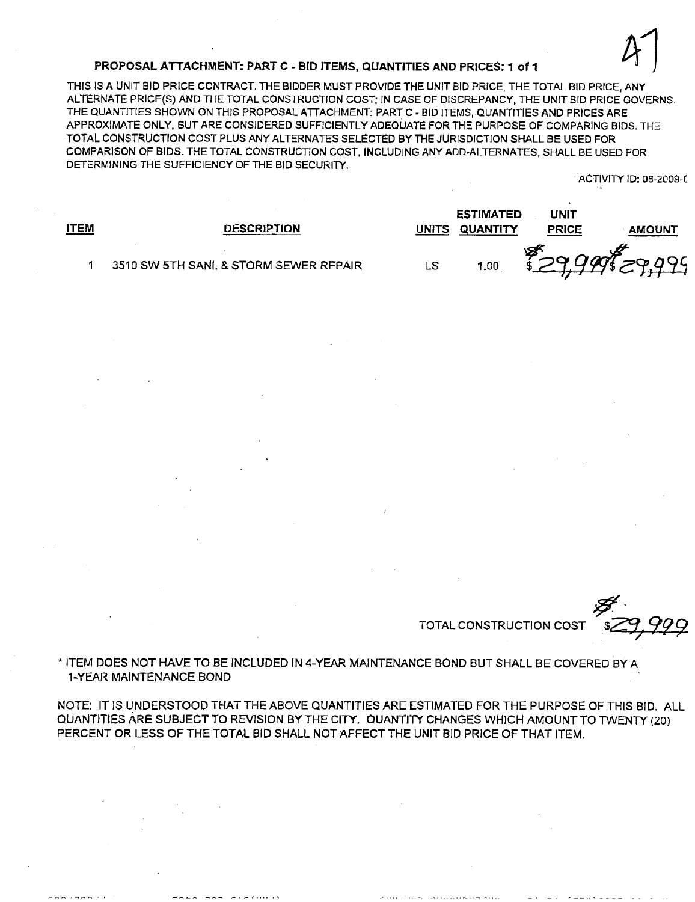### PROPOSAL ATTACHMENT: PART C - BID ITEMS, QUANTITIES AND PRICES: 1 of 1

THIS IS A UNIT BID PRICE CONTRACT. THE BIDDER MUST PROVIDE THE UNIT BID PRICE, THE TOTAL BID PRICE, ANY ALTERNATE PRICE(S) AND THE TOTAL CONSTRUCTION COST; IN CASE OF DISCREPANCY, THE UNIT BID PRICE GOVERNS. THE QUANTITIES SHOWN ON THIS PROPOSAL ATTACHMENT: PART C - BID ITEMS, QUANTITIES AND PRICES ARE APPROXIMATE ONLY, BUT ARE CONSIDERED SUFFICIENTLY ADEQUATE FOR THE PURPOSE OF COMPARING BIDS. THE TOTAL CONSTRUCTION COST PLUS ANY ALTERNATES SELECTED BY THE JURISDICTION SHALL BE USED FOR COMPARISON OF BIDS. THE TOTAL CONSTRUCTION COST, INCLUDING ANY ADD-ALTERNATES, SHALL BE USED FOR DETERMINING THE SUFFICIENCY OF THE BID SECURITY.

ACTIVITY ID: 08-2009-(

| ITEM | DESCRIPTION | UNITS | ESTIMATED QUANTITY | UNIT PRICE | AMOUNT |
|---|---|---|---|---|---|
| 1 | 3510 SW 5TH SANI. & STORM SEWER REPAIR | LS | 1.00 | $29,999 | $29,999 |

TOTAL CONSTRUCTION COST $29,999

* ITEM DOES NOT HAVE TO BE INCLUDED IN 4-YEAR MAINTENANCE BOND BUT SHALL BE COVERED BY A 1-YEAR MAINTENANCE BOND

NOTE: IT IS UNDERSTOOD THAT THE ABOVE QUANTITIES ARE ESTIMATED FOR THE PURPOSE OF THIS BID. ALL QUANTITIES ARE SUBJECT TO REVISION BY THE CITY. QUANTITY CHANGES WHICH AMOUNT TO TWENTY (20) PERCENT OR LESS OF THE TOTAL BID SHALL NOT AFFECT THE UNIT BID PRICE OF THAT ITEM.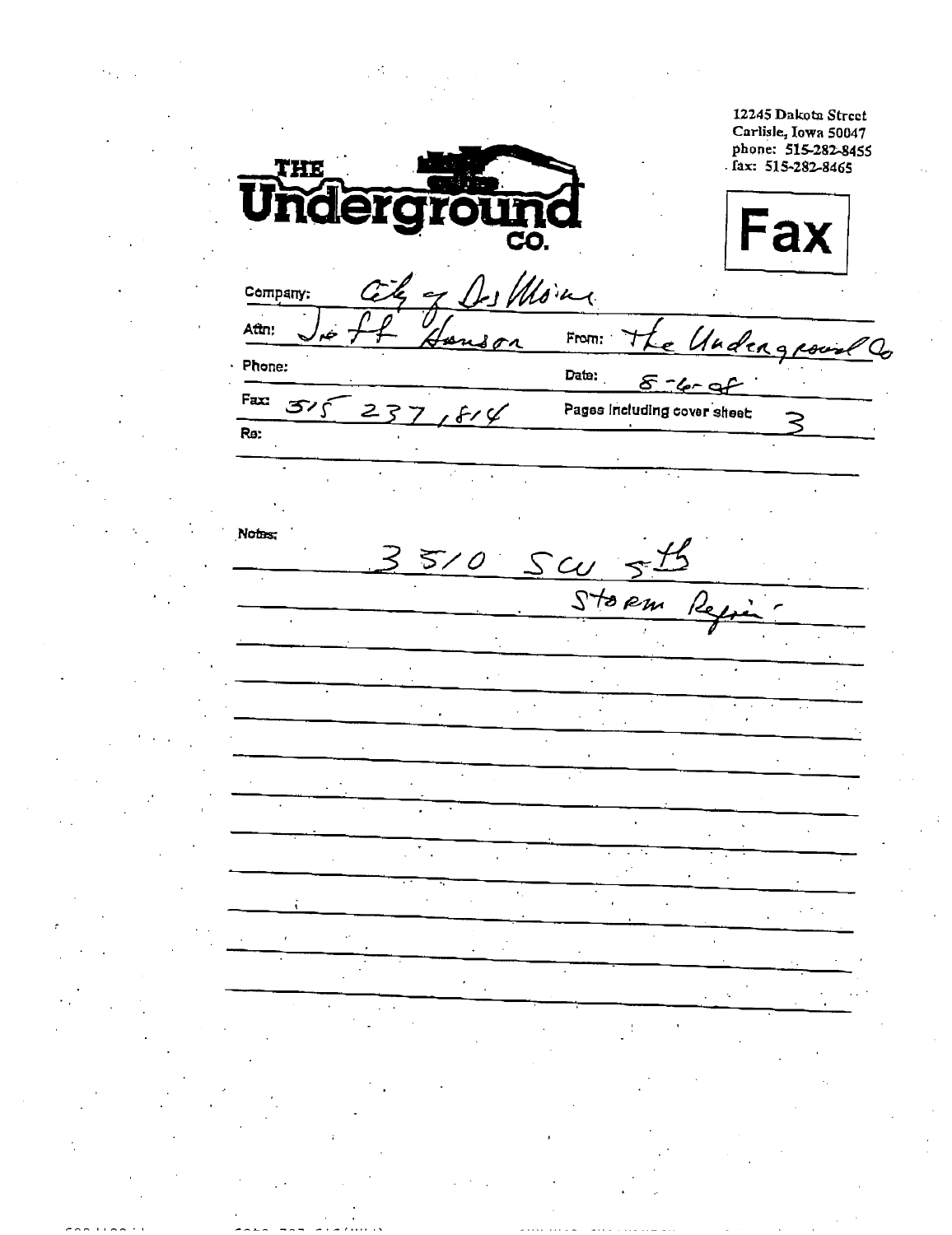12245 Dakota Street
Carlisle, Iowa 50047
phone: 515-282-8455
fax: 515-282-8465

# THE Underground CO.

# Fax

Company: City of Des Moines

Attn: Jeff Hanson

From: The Underground Co

Phone:

Date: 8-6-08

Fax: 515 237,814

Pages including cover sheet: 3

Re:

Notes:

3510 SW 5th
Storm Repair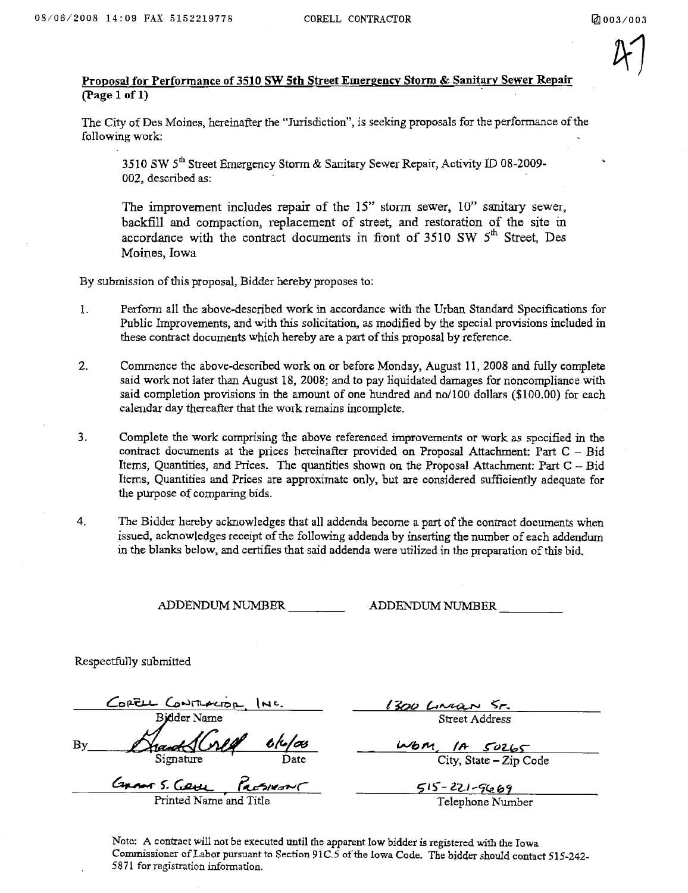**Proposal for Performance of 3510 SW 5th Street Emergency Storm & Sanitary Sewer Repair (Page 1 of 1)**

The City of Des Moines, hereinafter the "Jurisdiction", is seeking proposals for the performance of the following work:

> 3510 SW 5th Street Emergency Storm & Sanitary Sewer Repair, Activity ID 08-2009-002, described as:
>
> The improvement includes repair of the 15" storm sewer, 10" sanitary sewer, backfill and compaction, replacement of street, and restoration of the site in accordance with the contract documents in front of 3510 SW 5th Street, Des Moines, Iowa

By submission of this proposal, Bidder hereby proposes to:

1. Perform all the above-described work in accordance with the Urban Standard Specifications for Public Improvements, and with this solicitation, as modified by the special provisions included in these contract documents which hereby are a part of this proposal by reference.

2. Commence the above-described work on or before Monday, August 11, 2008 and fully complete said work not later than August 18, 2008; and to pay liquidated damages for noncompliance with said completion provisions in the amount of one hundred and no/100 dollars ($100.00) for each calendar day thereafter that the work remains incomplete.

3. Complete the work comprising the above referenced improvements or work as specified in the contract documents at the prices hereinafter provided on Proposal Attachment: Part C – Bid Items, Quantities, and Prices. The quantities shown on the Proposal Attachment: Part C – Bid Items, Quantities and Prices are approximate only, but are considered sufficiently adequate for the purpose of comparing bids.

4. The Bidder hereby acknowledges that all addenda become a part of the contract documents when issued, acknowledges receipt of the following addenda by inserting the number of each addendum in the blanks below, and certifies that said addenda were utilized in the preparation of this bid.

ADDENDUM NUMBER ________ ADDENDUM NUMBER ________

Respectfully submitted

| | |
|---|---|
| Corell Contractor, Inc. | 1300 Lincoln St. |
| Bidder Name | Street Address |
| By [signature] 6/6/08 | WDM, IA 50265 |
| Signature Date | City, State – Zip Code |
| Grant S. Corell, President | 515-221-9669 |
| Printed Name and Title | Telephone Number |

Note: A contract will not be executed until the apparent low bidder is registered with the Iowa Commissioner of Labor pursuant to Section 91C.5 of the Iowa Code. The bidder should contact 515-242-5871 for registration information.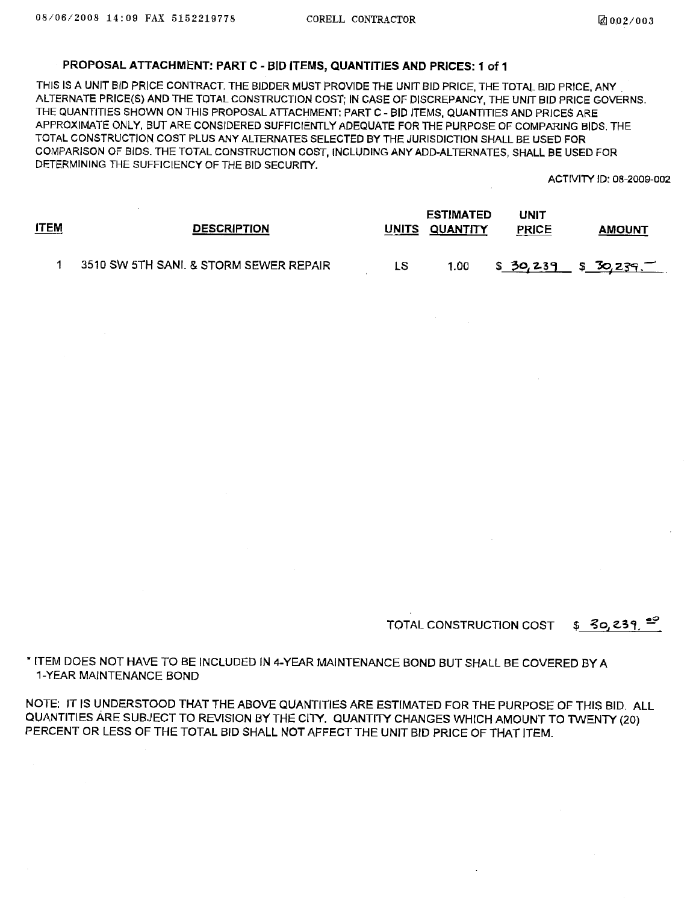## PROPOSAL ATTACHMENT: PART C - BID ITEMS, QUANTITIES AND PRICES: 1 of 1

THIS IS A UNIT BID PRICE CONTRACT. THE BIDDER MUST PROVIDE THE UNIT BID PRICE, THE TOTAL BID PRICE, ANY ALTERNATE PRICE(S) AND THE TOTAL CONSTRUCTION COST; IN CASE OF DISCREPANCY, THE UNIT BID PRICE GOVERNS. THE QUANTITIES SHOWN ON THIS PROPOSAL ATTACHMENT: PART C - BID ITEMS, QUANTITIES AND PRICES ARE APPROXIMATE ONLY, BUT ARE CONSIDERED SUFFICIENTLY ADEQUATE FOR THE PURPOSE OF COMPARING BIDS. THE TOTAL CONSTRUCTION COST PLUS ANY ALTERNATES SELECTED BY THE JURISDICTION SHALL BE USED FOR COMPARISON OF BIDS. THE TOTAL CONSTRUCTION COST, INCLUDING ANY ADD-ALTERNATES, SHALL BE USED FOR DETERMINING THE SUFFICIENCY OF THE BID SECURITY.

ACTIVITY ID: 08-2009-002

| ITEM | DESCRIPTION | UNITS | ESTIMATED QUANTITY | UNIT PRICE | AMOUNT |
|---|---|---|---|---|---|
| 1 | 3510 SW 5TH SANI. & STORM SEWER REPAIR | LS | 1.00 | $ 30,239 | $ 30,239.— |

TOTAL CONSTRUCTION COST $ 30,239.00

* ITEM DOES NOT HAVE TO BE INCLUDED IN 4-YEAR MAINTENANCE BOND BUT SHALL BE COVERED BY A 1-YEAR MAINTENANCE BOND

NOTE: IT IS UNDERSTOOD THAT THE ABOVE QUANTITIES ARE ESTIMATED FOR THE PURPOSE OF THIS BID. ALL QUANTITIES ARE SUBJECT TO REVISION BY THE CITY. QUANTITY CHANGES WHICH AMOUNT TO TWENTY (20) PERCENT OR LESS OF THE TOTAL BID SHALL NOT AFFECT THE UNIT BID PRICE OF THAT ITEM.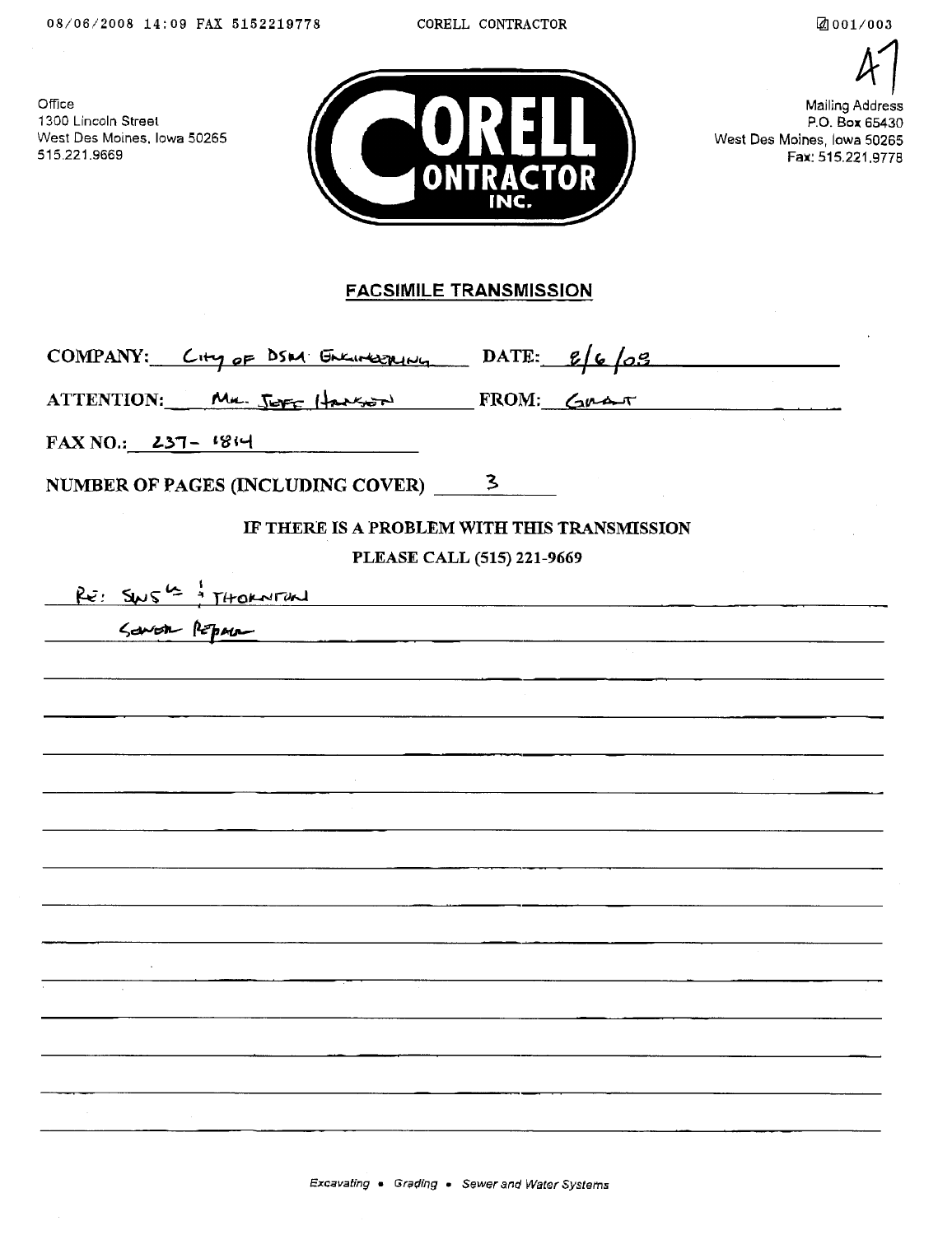Office
1300 Lincoln Street
West Des Moines, Iowa 50265
515.221.9669

# CORELL CONTRACTOR INC.

47

Mailing Address
P.O. Box 65430
West Des Moines, Iowa 50265
Fax: 515.221.9778

## FACSIMILE TRANSMISSION

**COMPANY:** City of DSM Engineering **DATE:** 8/6/08

**ATTENTION:** Mr. Jeff Hanson **FROM:** Grant

**FAX NO.:** 237-1814

**NUMBER OF PAGES (INCLUDING COVER)** 3

**IF THERE IS A PROBLEM WITH THIS TRANSMISSION**

**PLEASE CALL (515) 221-9669**

RE: SW 5th & Thornton

Sewer Repair

*Excavating • Grading • Sewer and Water Systems*